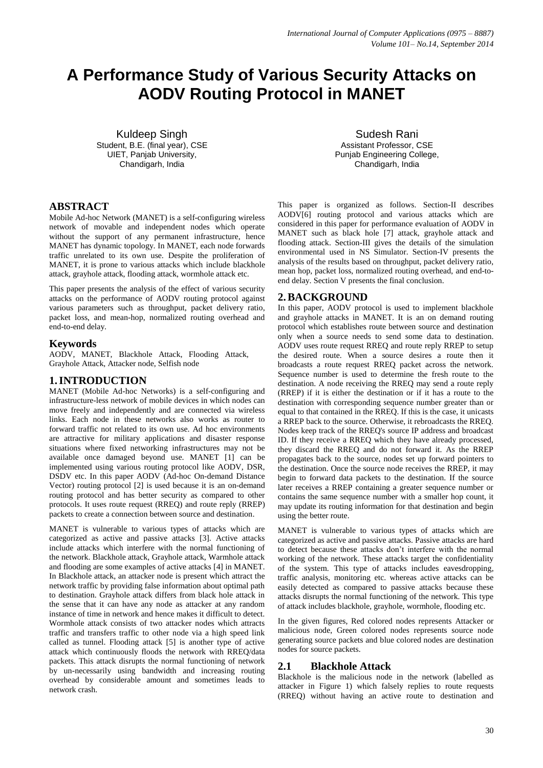# A Performance Study of Various Security Attacks on AODV Routing Protocol in MANET

Kuldeep Singh
Student, B.E. (final year), CSE
UIET, Panjab University,
Chandigarh, India

Sudesh Rani
Assistant Professor, CSE
Punjab Engineering College,
Chandigarh, India

## ABSTRACT

Mobile Ad-hoc Network (MANET) is a self-configuring wireless network of movable and independent nodes which operate without the support of any permanent infrastructure, hence MANET has dynamic topology. In MANET, each node forwards traffic unrelated to its own use. Despite the proliferation of MANET, it is prone to various attacks which include blackhole attack, grayhole attack, flooding attack, wormhole attack etc.

This paper presents the analysis of the effect of various security attacks on the performance of AODV routing protocol against various parameters such as throughput, packet delivery ratio, packet loss, and mean-hop, normalized routing overhead and end-to-end delay.

### Keywords

AODV, MANET, Blackhole Attack, Flooding Attack, Grayhole Attack, Attacker node, Selfish node

## 1. INTRODUCTION

MANET (Mobile Ad-hoc Networks) is a self-configuring and infrastructure-less network of mobile devices in which nodes can move freely and independently and are connected via wireless links. Each node in these networks also works as router to forward traffic not related to its own use. Ad hoc environments are attractive for military applications and disaster response situations where fixed networking infrastructures may not be available once damaged beyond use. MANET [1] can be implemented using various routing protocol like AODV, DSR, DSDV etc. In this paper AODV (Ad-hoc On-demand Distance Vector) routing protocol [2] is used because it is an on-demand routing protocol and has better security as compared to other protocols. It uses route request (RREQ) and route reply (RREP) packets to create a connection between source and destination.

MANET is vulnerable to various types of attacks which are categorized as active and passive attacks [3]. Active attacks include attacks which interfere with the normal functioning of the network. Blackhole attack, Grayhole attack, Warmhole attack and flooding are some examples of active attacks [4] in MANET. In Blackhole attack, an attacker node is present which attract the network traffic by providing false information about optimal path to destination. Grayhole attack differs from black hole attack in the sense that it can have any node as attacker at any random instance of time in network and hence makes it difficult to detect. Wormhole attack consists of two attacker nodes which attracts traffic and transfers traffic to other node via a high speed link called as tunnel. Flooding attack [5] is another type of active attack which continuously floods the network with RREQ/data packets. This attack disrupts the normal functioning of network by un-necessarily using bandwidth and increasing routing overhead by considerable amount and sometimes leads to network crash.

This paper is organized as follows. Section-II describes AODV[6] routing protocol and various attacks which are considered in this paper for performance evaluation of AODV in MANET such as black hole [7] attack, grayhole attack and flooding attack. Section-III gives the details of the simulation environmental used in NS Simulator. Section-IV presents the analysis of the results based on throughput, packet delivery ratio, mean hop, packet loss, normalized routing overhead, and end-to-end delay. Section V presents the final conclusion.

## 2. BACKGROUND

In this paper, AODV protocol is used to implement blackhole and grayhole attacks in MANET. It is an on demand routing protocol which establishes route between source and destination only when a source needs to send some data to destination. AODV uses route request RREQ and route reply RREP to setup the desired route. When a source desires a route then it broadcasts a route request RREQ packet across the network. Sequence number is used to determine the fresh route to the destination. A node receiving the RREQ may send a route reply (RREP) if it is either the destination or if it has a route to the destination with corresponding sequence number greater than or equal to that contained in the RREQ. If this is the case, it unicasts a RREP back to the source. Otherwise, it rebroadcasts the RREQ. Nodes keep track of the RREQ's source IP address and broadcast ID. If they receive a RREQ which they have already processed, they discard the RREQ and do not forward it. As the RREP propagates back to the source, nodes set up forward pointers to the destination. Once the source node receives the RREP, it may begin to forward data packets to the destination. If the source later receives a RREP containing a greater sequence number or contains the same sequence number with a smaller hop count, it may update its routing information for that destination and begin using the better route.

MANET is vulnerable to various types of attacks which are categorized as active and passive attacks. Passive attacks are hard to detect because these attacks don't interfere with the normal working of the network. These attacks target the confidentiality of the system. This type of attacks includes eavesdropping, traffic analysis, monitoring etc. whereas active attacks can be easily detected as compared to passive attacks because these attacks disrupts the normal functioning of the network. This type of attack includes blackhole, grayhole, wormhole, flooding etc.

In the given figures, Red colored nodes represents Attacker or malicious node, Green colored nodes represents source node generating source packets and blue colored nodes are destination nodes for source packets.

### 2.1 Blackhole Attack

Blackhole is the malicious node in the network (labelled as attacker in Figure 1) which falsely replies to route requests (RREQ) without having an active route to destination and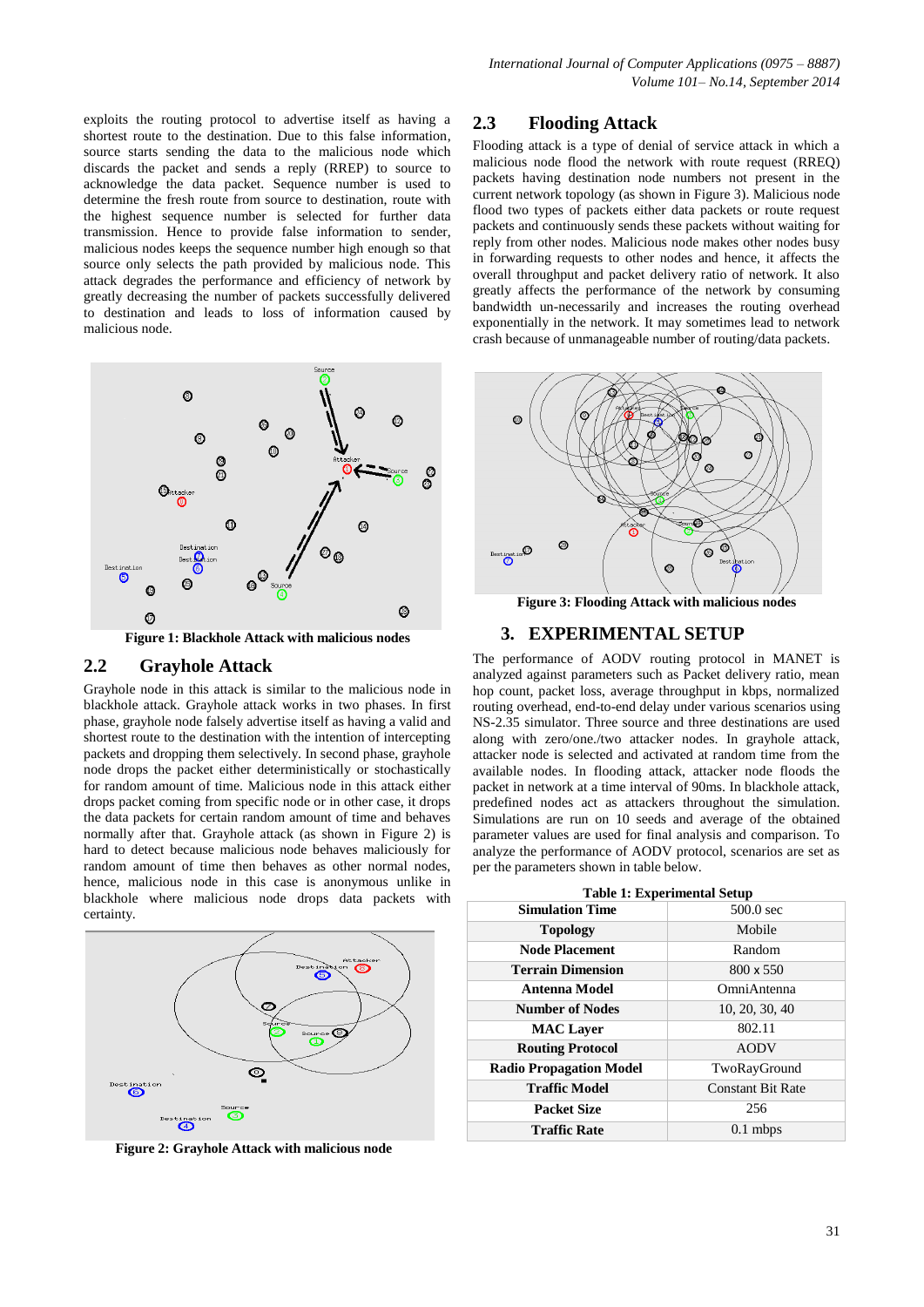exploits the routing protocol to advertise itself as having a shortest route to the destination. Due to this false information, source starts sending the data to the malicious node which discards the packet and sends a reply (RREP) to source to acknowledge the data packet. Sequence number is used to determine the fresh route from source to destination, route with the highest sequence number is selected for further data transmission. Hence to provide false information to sender, malicious nodes keeps the sequence number high enough so that source only selects the path provided by malicious node. This attack degrades the performance and efficiency of network by greatly decreasing the number of packets successfully delivered to destination and leads to loss of information caused by malicious node.

**Figure 1: Blackhole Attack with malicious nodes**

## 2.2 Grayhole Attack

Grayhole node in this attack is similar to the malicious node in blackhole attack. Grayhole attack works in two phases. In first phase, grayhole node falsely advertise itself as having a valid and shortest route to the destination with the intention of intercepting packets and dropping them selectively. In second phase, grayhole node drops the packet either deterministically or stochastically for random amount of time. Malicious node in this attack either drops packet coming from specific node or in other case, it drops the data packets for certain random amount of time and behaves normally after that. Grayhole attack (as shown in Figure 2) is hard to detect because malicious node behaves maliciously for random amount of time then behaves as other normal nodes, hence, malicious node in this case is anonymous unlike in blackhole where malicious node drops data packets with certainty.

**Figure 2: Grayhole Attack with malicious node**

## 2.3 Flooding Attack

Flooding attack is a type of denial of service attack in which a malicious node flood the network with route request (RREQ) packets having destination node numbers not present in the current network topology (as shown in Figure 3). Malicious node flood two types of packets either data packets or route request packets and continuously sends these packets without waiting for reply from other nodes. Malicious node makes other nodes busy in forwarding requests to other nodes and hence, it affects the overall throughput and packet delivery ratio of network. It also greatly affects the performance of the network by consuming bandwidth un-necessarily and increases the routing overhead exponentially in the network. It may sometimes lead to network crash because of unmanageable number of routing/data packets.

**Figure 3: Flooding Attack with malicious nodes**

# 3. EXPERIMENTAL SETUP

The performance of AODV routing protocol in MANET is analyzed against parameters such as Packet delivery ratio, mean hop count, packet loss, average throughput in kbps, normalized routing overhead, end-to-end delay under various scenarios using NS-2.35 simulator. Three source and three destinations are used along with zero/one./two attacker nodes. In grayhole attack, attacker node is selected and activated at random time from the available nodes. In flooding attack, attacker node floods the packet in network at a time interval of 90ms. In blackhole attack, predefined nodes act as attackers throughout the simulation. Simulations are run on 10 seeds and average of the obtained parameter values are used for final analysis and comparison. To analyze the performance of AODV protocol, scenarios are set as per the parameters shown in table below.

**Table 1: Experimental Setup**

| | |
|---|---|
| **Simulation Time** | 500.0 sec |
| **Topology** | Mobile |
| **Node Placement** | Random |
| **Terrain Dimension** | 800 x 550 |
| **Antenna Model** | OmniAntenna |
| **Number of Nodes** | 10, 20, 30, 40 |
| **MAC Layer** | 802.11 |
| **Routing Protocol** | AODV |
| **Radio Propagation Model** | TwoRayGround |
| **Traffic Model** | Constant Bit Rate |
| **Packet Size** | 256 |
| **Traffic Rate** | 0.1 mbps |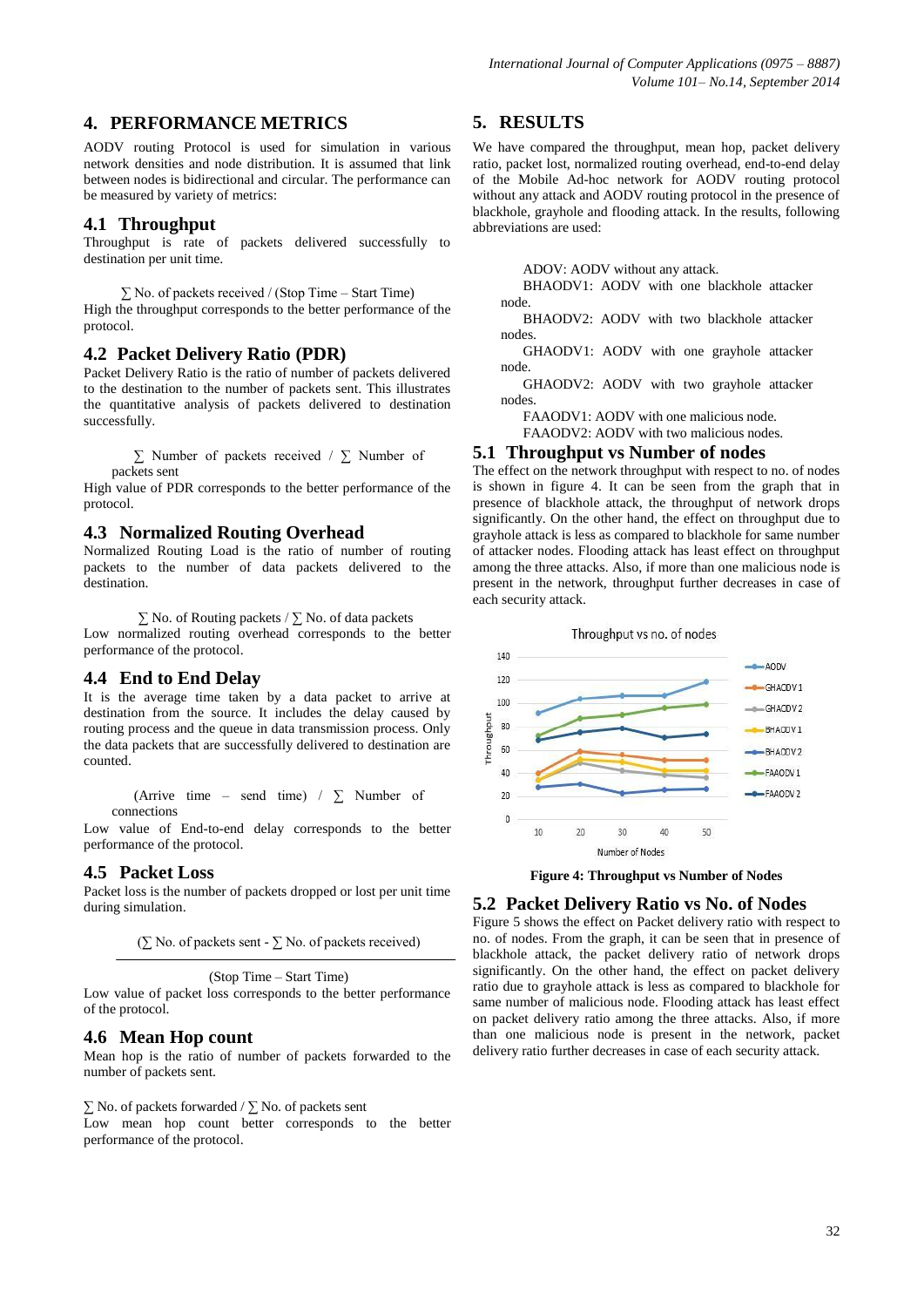## 4. PERFORMANCE METRICS

AODV routing Protocol is used for simulation in various network densities and node distribution. It is assumed that link between nodes is bidirectional and circular. The performance can be measured by variety of metrics:

### 4.1 Throughput

Throughput is rate of packets delivered successfully to destination per unit time.

∑ No. of packets received / (Stop Time – Start Time)

High the throughput corresponds to the better performance of the protocol.

### 4.2 Packet Delivery Ratio (PDR)

Packet Delivery Ratio is the ratio of number of packets delivered to the destination to the number of packets sent. This illustrates the quantitative analysis of packets delivered to destination successfully.

∑ Number of packets received / ∑ Number of packets sent

High value of PDR corresponds to the better performance of the protocol.

### 4.3 Normalized Routing Overhead

Normalized Routing Load is the ratio of number of routing packets to the number of data packets delivered to the destination.

∑ No. of Routing packets / ∑ No. of data packets

Low normalized routing overhead corresponds to the better performance of the protocol.

### 4.4 End to End Delay

It is the average time taken by a data packet to arrive at destination from the source. It includes the delay caused by routing process and the queue in data transmission process. Only the data packets that are successfully delivered to destination are counted.

(Arrive time – send time) / ∑ Number of connections

Low value of End-to-end delay corresponds to the better performance of the protocol.

### 4.5 Packet Loss

Packet loss is the number of packets dropped or lost per unit time during simulation.

$$\frac{(\sum \text{No. of packets sent} - \sum \text{No. of packets received})}{(\text{Stop Time} - \text{Start Time})}$$

Low value of packet loss corresponds to the better performance of the protocol.

### 4.6 Mean Hop count

Mean hop is the ratio of number of packets forwarded to the number of packets sent.

∑ No. of packets forwarded / ∑ No. of packets sent

Low mean hop count better corresponds to the better performance of the protocol.

## 5. RESULTS

We have compared the throughput, mean hop, packet delivery ratio, packet lost, normalized routing overhead, end-to-end delay of the Mobile Ad-hoc network for AODV routing protocol without any attack and AODV routing protocol in the presence of blackhole, grayhole and flooding attack. In the results, following abbreviations are used:

ADOV: AODV without any attack.

BHAODV1: AODV with one blackhole attacker node.

BHAODV2: AODV with two blackhole attacker nodes.

GHAODV1: AODV with one grayhole attacker node.

GHAODV2: AODV with two grayhole attacker nodes.

FAAODV1: AODV with one malicious node.

FAAODV2: AODV with two malicious nodes.

### 5.1 Throughput vs Number of nodes

The effect on the network throughput with respect to no. of nodes is shown in figure 4. It can be seen from the graph that in presence of blackhole attack, the throughput of network drops significantly. On the other hand, the effect on throughput due to grayhole attack is less as compared to blackhole for same number of attacker nodes. Flooding attack has least effect on throughput among the three attacks. Also, if more than one malicious node is present in the network, throughput further decreases in case of each security attack.

Throughput vs no. of nodes

Throughput

140
120
100
80
60
40
20
0

10 20 30 40 50

Number of Nodes

AODV
GHAODV1
GHAODV2
BHAODV1
BHAODV2
FAAODV1
FAAODV2

**Figure 4: Throughput vs Number of Nodes**

### 5.2 Packet Delivery Ratio vs No. of Nodes

Figure 5 shows the effect on Packet delivery ratio with respect to no. of nodes. From the graph, it can be seen that in presence of blackhole attack, the packet delivery ratio of network drops significantly. On the other hand, the effect on packet delivery ratio due to grayhole attack is less as compared to blackhole for same number of malicious node. Flooding attack has least effect on packet delivery ratio among the three attacks. Also, if more than one malicious node is present in the network, packet delivery ratio further decreases in case of each security attack.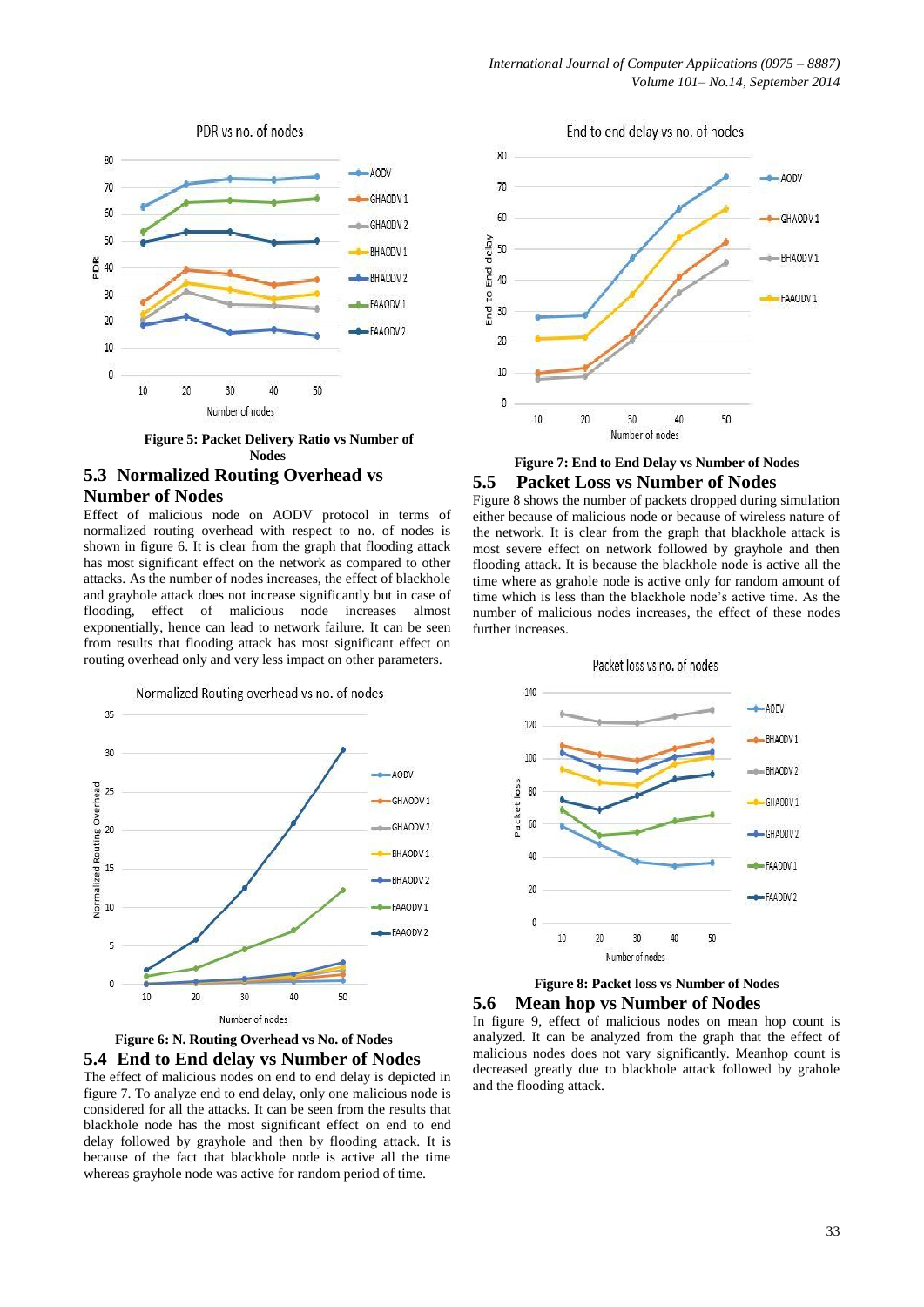PDR vs no. of nodes

80
70
60
50
40
30
20
10
0

PDR

10 20 30 40 50

Number of nodes

AODV
GHAODV 1
GHAODV 2
BHAODV 1
BHAODV 2
FAAODV 1
FAAODV 2

**Figure 5: Packet Delivery Ratio vs Number of Nodes**

## 5.3 Normalized Routing Overhead vs Number of Nodes

Effect of malicious node on AODV protocol in terms of normalized routing overhead with respect to no. of nodes is shown in figure 6. It is clear from the graph that flooding attack has most significant effect on the network as compared to other attacks. As the number of nodes increases, the effect of blackhole and grayhole attack does not increase significantly but in case of flooding, effect of malicious node increases almost exponentially, hence can lead to network failure. It can be seen from results that flooding attack has most significant effect on routing overhead only and very less impact on other parameters.

Normalized Routing overhead vs no. of nodes

35
30
25
20
15
10
5
0

Normalized Routing Overhead

10 20 30 40 50

Number of nodes

AODV
GHAODV 1
GHAODV 2
BHAODV 1
BHAODV 2
FAAODV 1
FAAODV 2

**Figure 6: N. Routing Overhead vs No. of Nodes**

## 5.4 End to End delay vs Number of Nodes

The effect of malicious nodes on end to end delay is depicted in figure 7. To analyze end to end delay, only one malicious node is considered for all the attacks. It can be seen from the results that blackhole node has the most significant effect on end to end delay followed by grayhole and then by flooding attack. It is because of the fact that blackhole node is active all the time whereas grayhole node was active for random period of time.

End to end delay vs no. of nodes

80
70
60
50
40
30
20
10
0

End to End delay

10 20 30 40 50

Number of nodes

AODV
GHAODV 1
BHAODV 1
FAAODV 1

**Figure 7: End to End Delay vs Number of Nodes**

## 5.5 Packet Loss vs Number of Nodes

Figure 8 shows the number of packets dropped during simulation either because of malicious node or because of wireless nature of the network. It is clear from the graph that blackhole attack is most severe effect on network followed by grayhole and then flooding attack. It is because the blackhole node is active all the time where as grahole node is active only for random amount of time which is less than the blackhole node's active time. As the number of malicious nodes increases, the effect of these nodes further increases.

Packet loss vs no. of nodes

140
120
100
80
60
40
20
0

Packet loss

10 20 30 40 50

Number of nodes

AODV
BHAODV 1
BHAODV 2
GHAODV 1
GHAODV 2
FAAODV 1
FAAODV 2

**Figure 8: Packet loss vs Number of Nodes**

## 5.6 Mean hop vs Number of Nodes

In figure 9, effect of malicious nodes on mean hop count is analyzed. It can be analyzed from the graph that the effect of malicious nodes does not vary significantly. Meanhop count is decreased greatly due to blackhole attack followed by grahole and the flooding attack.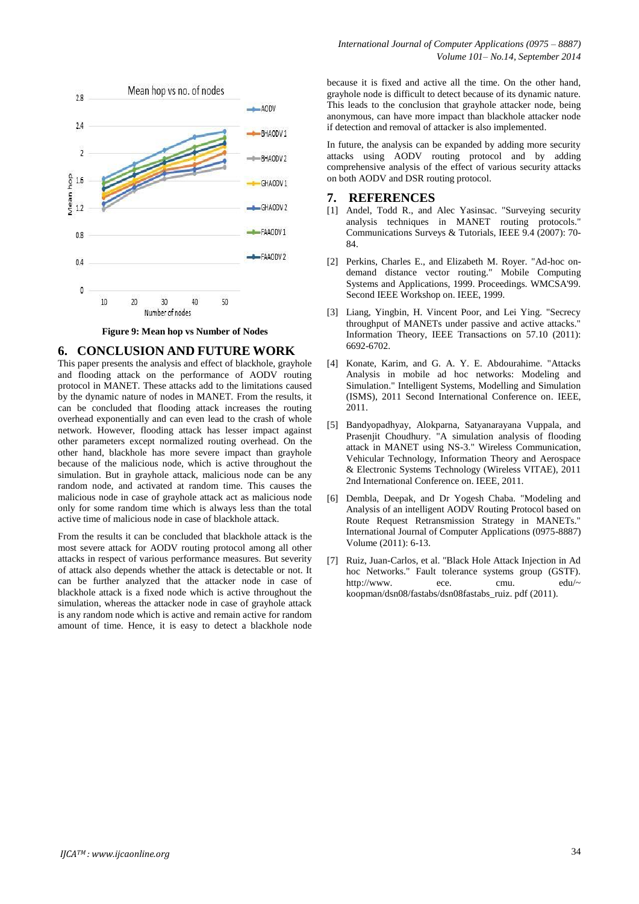Mean hop vs no. of nodes

Mean hop

2.8
2.4
2
1.6
1.2
0.8
0.4
0

10 20 30 40 50

Number of nodes

AODV
BHAODV 1
BHAODV 2
GHAODV 1
GHAODV 2
FAAODV 1
FAAODV 2

**Figure 9: Mean hop vs Number of Nodes**

## 6. CONCLUSION AND FUTURE WORK

This paper presents the analysis and effect of blackhole, grayhole and flooding attack on the performance of AODV routing protocol in MANET. These attacks add to the limitations caused by the dynamic nature of nodes in MANET. From the results, it can be concluded that flooding attack increases the routing overhead exponentially and can even lead to the crash of whole network. However, flooding attack has lesser impact against other parameters except normalized routing overhead. On the other hand, blackhole has more severe impact than grayhole because of the malicious node, which is active throughout the simulation. But in grayhole attack, malicious node can be any random node, and activated at random time. This causes the malicious node in case of grayhole attack act as malicious node only for some random time which is always less than the total active time of malicious node in case of blackhole attack.

From the results it can be concluded that blackhole attack is the most severe attack for AODV routing protocol among all other attacks in respect of various performance measures. But severity of attack also depends whether the attack is detectable or not. It can be further analyzed that the attacker node in case of blackhole attack is a fixed node which is active throughout the simulation, whereas the attacker node in case of grayhole attack is any random node which is active and remain active for random amount of time. Hence, it is easy to detect a blackhole node because it is fixed and active all the time. On the other hand, grayhole node is difficult to detect because of its dynamic nature. This leads to the conclusion that grayhole attacker node, being anonymous, can have more impact than blackhole attacker node if detection and removal of attacker is also implemented.

In future, the analysis can be expanded by adding more security attacks using AODV routing protocol and by adding comprehensive analysis of the effect of various security attacks on both AODV and DSR routing protocol.

## 7. REFERENCES

[1] Andel, Todd R., and Alec Yasinsac. "Surveying security analysis techniques in MANET routing protocols." Communications Surveys & Tutorials, IEEE 9.4 (2007): 70-84.

[2] Perkins, Charles E., and Elizabeth M. Royer. "Ad-hoc on-demand distance vector routing." Mobile Computing Systems and Applications, 1999. Proceedings. WMCSA'99. Second IEEE Workshop on. IEEE, 1999.

[3] Liang, Yingbin, H. Vincent Poor, and Lei Ying. "Secrecy throughput of MANETs under passive and active attacks." Information Theory, IEEE Transactions on 57.10 (2011): 6692-6702.

[4] Konate, Karim, and G. A. Y. E. Abdourahime. "Attacks Analysis in mobile ad hoc networks: Modeling and Simulation." Intelligent Systems, Modelling and Simulation (ISMS), 2011 Second International Conference on. IEEE, 2011.

[5] Bandyopadhyay, Alokparna, Satyanarayana Vuppala, and Prasenjit Choudhury. "A simulation analysis of flooding attack in MANET using NS-3." Wireless Communication, Vehicular Technology, Information Theory and Aerospace & Electronic Systems Technology (Wireless VITAE), 2011 2nd International Conference on. IEEE, 2011.

[6] Dembla, Deepak, and Dr Yogesh Chaba. "Modeling and Analysis of an intelligent AODV Routing Protocol based on Route Request Retransmission Strategy in MANETs." International Journal of Computer Applications (0975-8887) Volume (2011): 6-13.

[7] Ruiz, Juan-Carlos, et al. "Black Hole Attack Injection in Ad hoc Networks." Fault tolerance systems group (GSTF). http://www. ece. cmu. edu/~ koopman/dsn08/fastabs/dsn08fastabs_ruiz. pdf (2011).